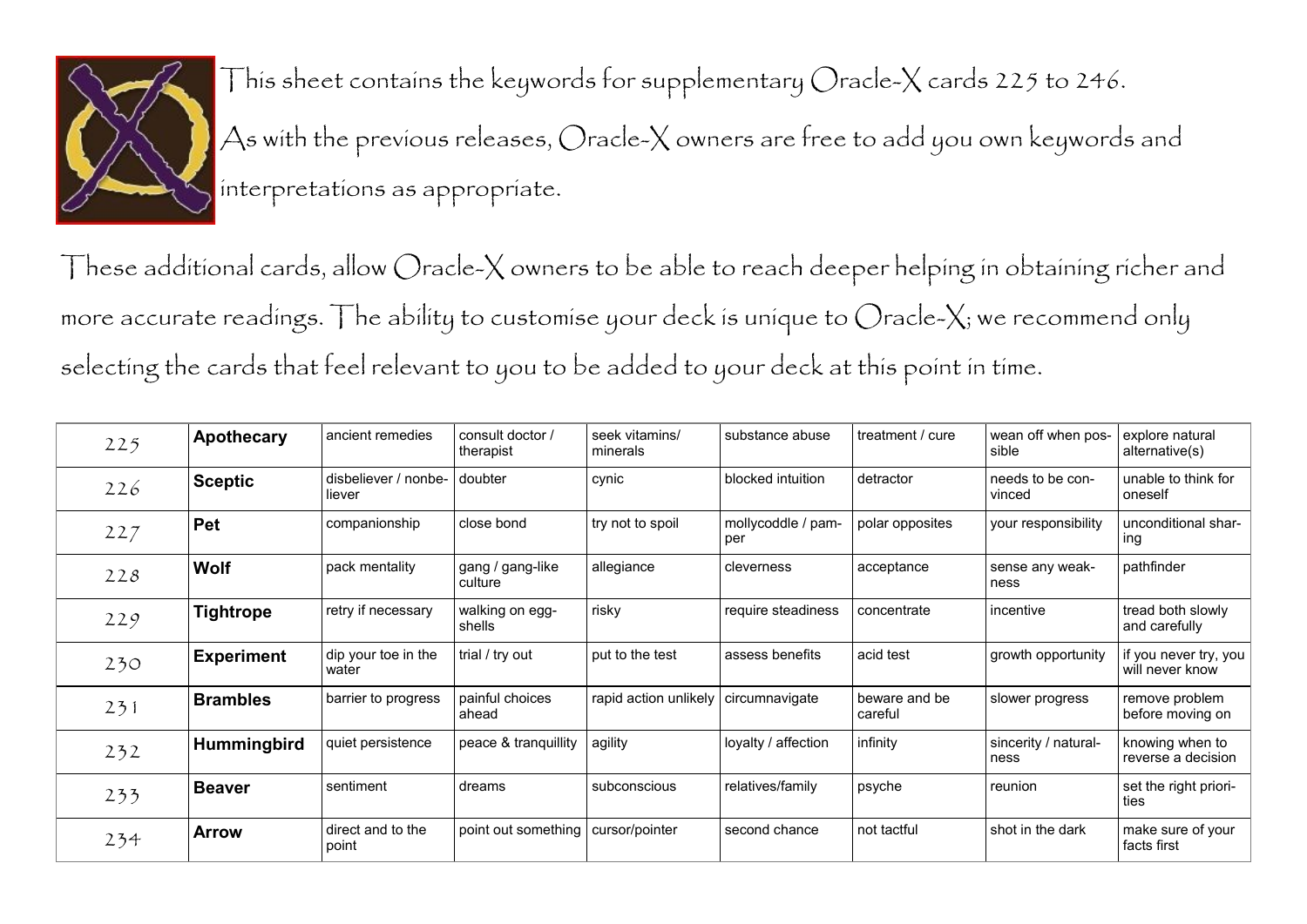This sheet contains the keywords for supplementary Oracle-X cards 225 to 246.

As with the previous releases, Oracle-X owners are free to add you own keywords and interpretations as appropriate.

These additional cards, allow Oracle-X owners to be able to reach deeper helping in obtaining richer and more accurate readings. The ability to customise your deck is unique to Oracle-X; we recommend only selecting the cards that feel relevant to you to be added to your deck at this point in time.

| | | | | | | | | |
|---|---|---|---|---|---|---|---|---|
| 225 | **Apothecary** | ancient remedies | consult doctor / therapist | seek vitamins/ minerals | substance abuse | treatment / cure | wean off when possible | explore natural alternative(s) |
| 226 | **Sceptic** | disbeliever / nonbeliever | doubter | cynic | blocked intuition | detractor | needs to be convinced | unable to think for oneself |
| 227 | **Pet** | companionship | close bond | try not to spoil | mollycoddle / pamper | polar opposites | your responsibility | unconditional sharing |
| 228 | **Wolf** | pack mentality | gang / gang-like culture | allegiance | cleverness | acceptance | sense any weakness | pathfinder |
| 229 | **Tightrope** | retry if necessary | walking on egg-shells | risky | require steadiness | concentrate | incentive | tread both slowly and carefully |
| 230 | **Experiment** | dip your toe in the water | trial / try out | put to the test | assess benefits | acid test | growth opportunity | if you never try, you will never know |
| 231 | **Brambles** | barrier to progress | painful choices ahead | rapid action unlikely | circumnavigate | beware and be careful | slower progress | remove problem before moving on |
| 232 | **Hummingbird** | quiet persistence | peace & tranquillity | agility | loyalty / affection | infinity | sincerity / naturalness | knowing when to reverse a decision |
| 233 | **Beaver** | sentiment | dreams | subconscious | relatives/family | psyche | reunion | set the right priorities |
| 234 | **Arrow** | direct and to the point | point out something | cursor/pointer | second chance | not tactful | shot in the dark | make sure of your facts first |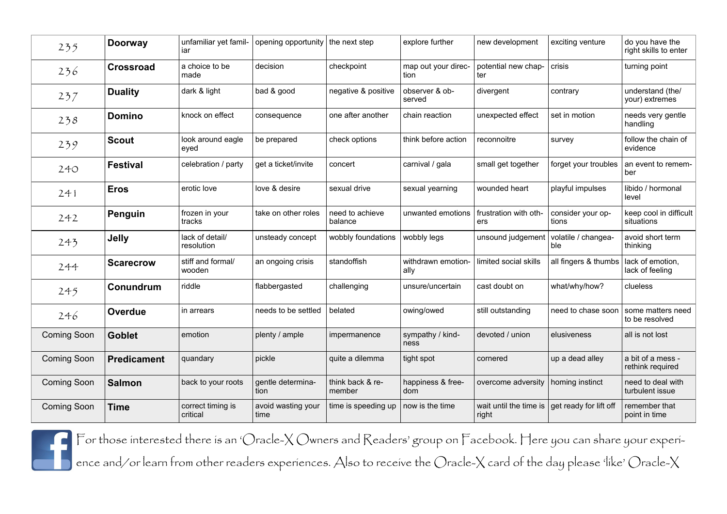| | | | | | | | | |
|---|---|---|---|---|---|---|---|---|
| 235 | **Doorway** | unfamiliar yet familiar | opening opportunity | the next step | explore further | new development | exciting venture | do you have the right skills to enter |
| 236 | **Crossroad** | a choice to be made | decision | checkpoint | map out your direction | potential new chapter | crisis | turning point |
| 237 | **Duality** | dark & light | bad & good | negative & positive | observer & observed | divergent | contrary | understand (the/your) extremes |
| 238 | **Domino** | knock on effect | consequence | one after another | chain reaction | unexpected effect | set in motion | needs very gentle handling |
| 239 | **Scout** | look around eagle eyed | be prepared | check options | think before action | reconnoitre | survey | follow the chain of evidence |
| 240 | **Festival** | celebration / party | get a ticket/invite | concert | carnival / gala | small get together | forget your troubles | an event to remember |
| 241 | **Eros** | erotic love | love & desire | sexual drive | sexual yearning | wounded heart | playful impulses | libido / hormonal level |
| 242 | **Penguin** | frozen in your tracks | take on other roles | need to achieve balance | unwanted emotions | frustration with others | consider your options | keep cool in difficult situations |
| 243 | **Jelly** | lack of detail/resolution | unsteady concept | wobbly foundations | wobbly legs | unsound judgement | volatile / changeable | avoid short term thinking |
| 244 | **Scarecrow** | stiff and formal/wooden | an ongoing crisis | standoffish | withdrawn emotionally | limited social skills | all fingers & thumbs | lack of emotion, lack of feeling |
| 245 | **Conundrum** | riddle | flabbergasted | challenging | unsure/uncertain | cast doubt on | what/why/how? | clueless |
| 246 | **Overdue** | in arrears | needs to be settled | belated | owing/owed | still outstanding | need to chase soon | some matters need to be resolved |
| Coming Soon | **Goblet** | emotion | plenty / ample | impermanence | sympathy / kindness | devoted / union | elusiveness | all is not lost |
| Coming Soon | **Predicament** | quandary | pickle | quite a dilemma | tight spot | cornered | up a dead alley | a bit of a mess - rethink required |
| Coming Soon | **Salmon** | back to your roots | gentle determination | think back & remember | happiness & freedom | overcome adversity | homing instinct | need to deal with turbulent issue |
| Coming Soon | **Time** | correct timing is critical | avoid wasting your time | time is speeding up | now is the time | wait until the time is right | get ready for lift off | remember that point in time |

For those interested there is an 'Oracle-X Owners and Readers' group on Facebook. Here you can share your experience and/or learn from other readers experiences. Also to receive the Oracle-X card of the day please 'like' Oracle-X